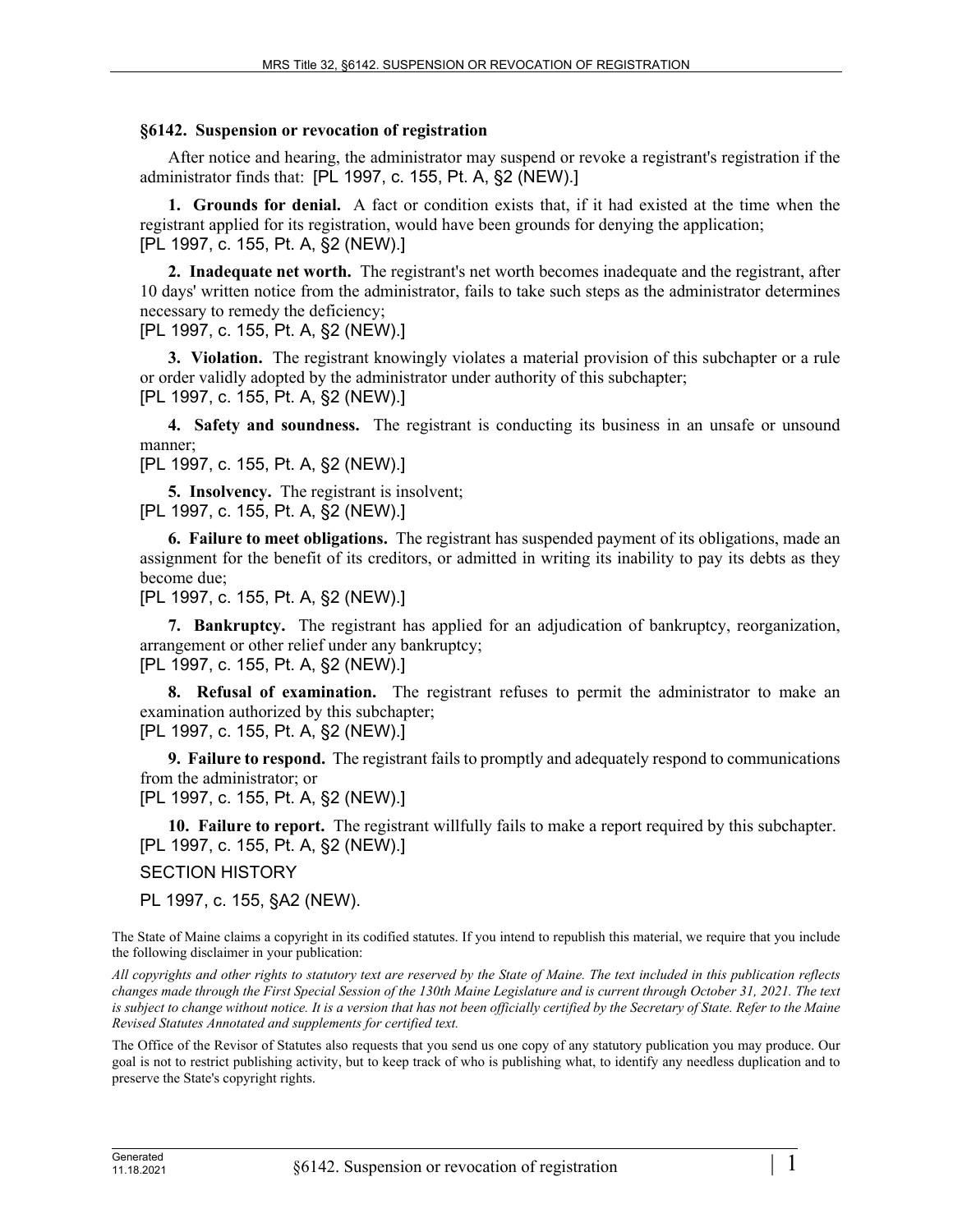## §6142. Suspension or revocation of registration

After notice and hearing, the administrator may suspend or revoke a registrant's registration if the administrator finds that: [PL 1997, c. 155, Pt. A, §2 (NEW).]

**1. Grounds for denial.** A fact or condition exists that, if it had existed at the time when the registrant applied for its registration, would have been grounds for denying the application;
[PL 1997, c. 155, Pt. A, §2 (NEW).]

**2. Inadequate net worth.** The registrant's net worth becomes inadequate and the registrant, after 10 days' written notice from the administrator, fails to take such steps as the administrator determines necessary to remedy the deficiency;
[PL 1997, c. 155, Pt. A, §2 (NEW).]

**3. Violation.** The registrant knowingly violates a material provision of this subchapter or a rule or order validly adopted by the administrator under authority of this subchapter;
[PL 1997, c. 155, Pt. A, §2 (NEW).]

**4. Safety and soundness.** The registrant is conducting its business in an unsafe or unsound manner;
[PL 1997, c. 155, Pt. A, §2 (NEW).]

**5. Insolvency.** The registrant is insolvent;
[PL 1997, c. 155, Pt. A, §2 (NEW).]

**6. Failure to meet obligations.** The registrant has suspended payment of its obligations, made an assignment for the benefit of its creditors, or admitted in writing its inability to pay its debts as they become due;
[PL 1997, c. 155, Pt. A, §2 (NEW).]

**7. Bankruptcy.** The registrant has applied for an adjudication of bankruptcy, reorganization, arrangement or other relief under any bankruptcy;
[PL 1997, c. 155, Pt. A, §2 (NEW).]

**8. Refusal of examination.** The registrant refuses to permit the administrator to make an examination authorized by this subchapter;
[PL 1997, c. 155, Pt. A, §2 (NEW).]

**9. Failure to respond.** The registrant fails to promptly and adequately respond to communications from the administrator; or
[PL 1997, c. 155, Pt. A, §2 (NEW).]

**10. Failure to report.** The registrant willfully fails to make a report required by this subchapter.
[PL 1997, c. 155, Pt. A, §2 (NEW).]

SECTION HISTORY

PL 1997, c. 155, §A2 (NEW).

The State of Maine claims a copyright in its codified statutes. If you intend to republish this material, we require that you include the following disclaimer in your publication:

*All copyrights and other rights to statutory text are reserved by the State of Maine. The text included in this publication reflects changes made through the First Special Session of the 130th Maine Legislature and is current through October 31, 2021. The text is subject to change without notice. It is a version that has not been officially certified by the Secretary of State. Refer to the Maine Revised Statutes Annotated and supplements for certified text.*

The Office of the Revisor of Statutes also requests that you send us one copy of any statutory publication you may produce. Our goal is not to restrict publishing activity, but to keep track of who is publishing what, to identify any needless duplication and to preserve the State's copyright rights.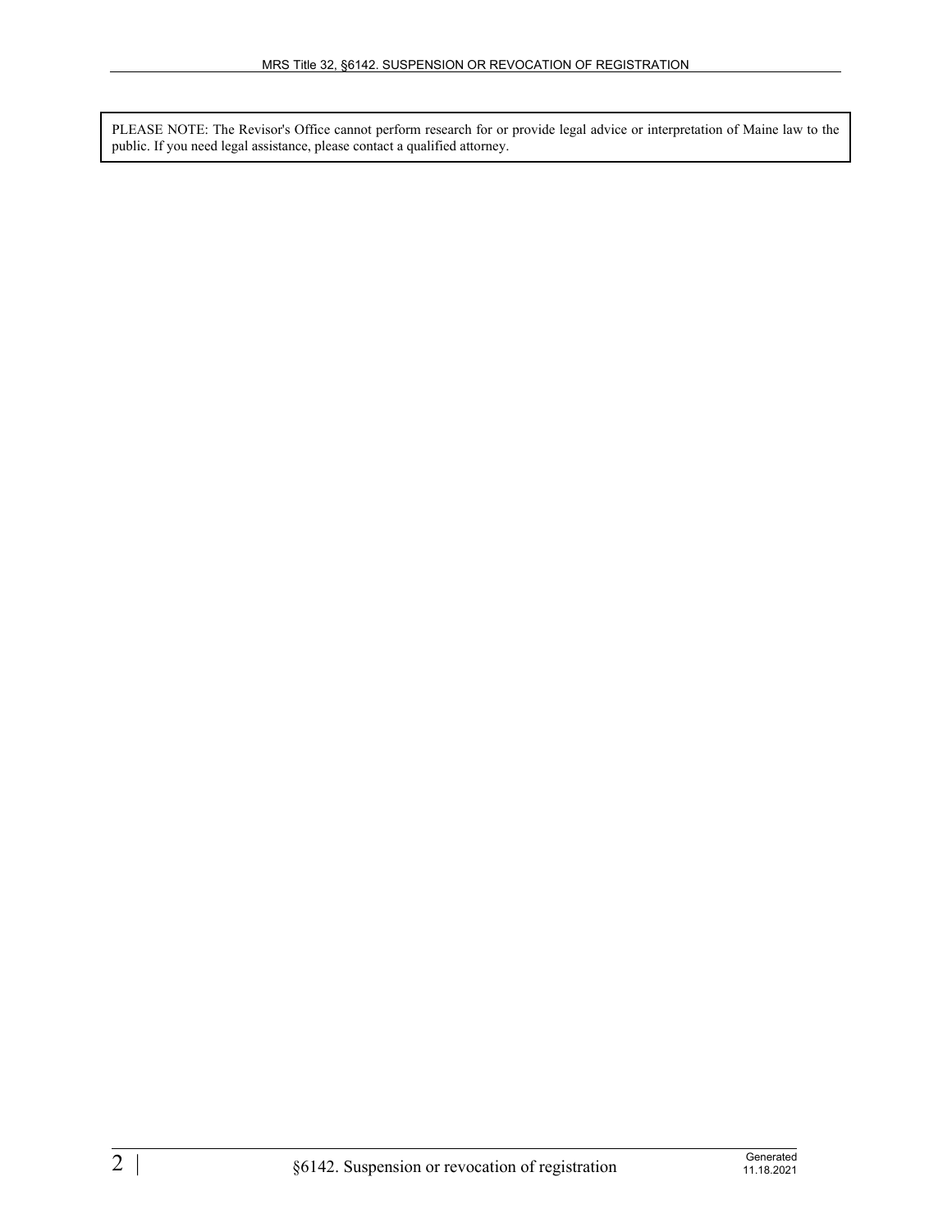PLEASE NOTE: The Revisor's Office cannot perform research for or provide legal advice or interpretation of Maine law to the public. If you need legal assistance, please contact a qualified attorney.